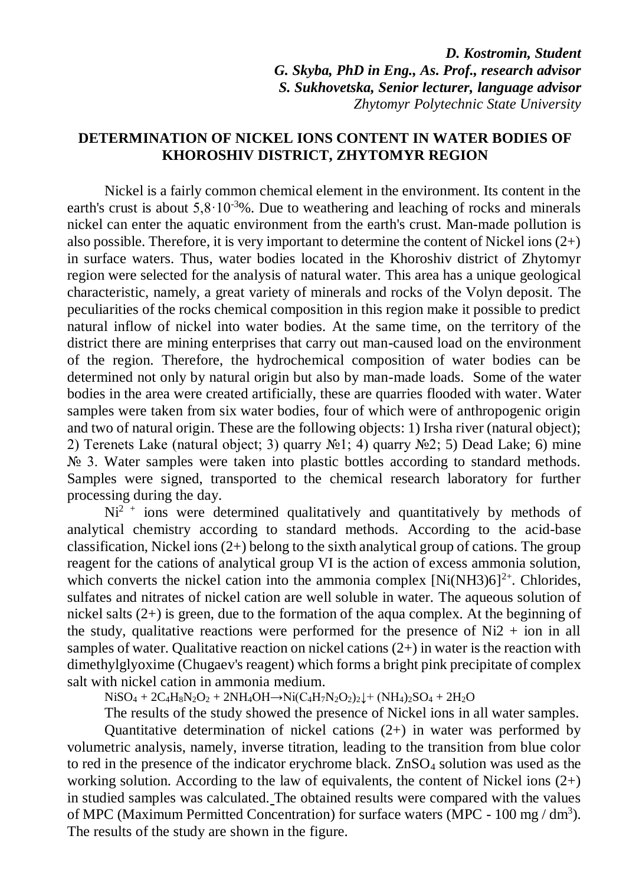***D. Kostromin, Student***
***G. Skyba, PhD in Eng., As. Prof., research advisor***
***S. Sukhovetska, Senior lecturer, language advisor***
*Zhytomyr Polytechnic State University*

## DETERMINATION OF NICKEL IONS CONTENT IN WATER BODIES OF KHOROSHIV DISTRICT, ZHYTOMYR REGION

Nickel is a fairly common chemical element in the environment. Its content in the earth's crust is about $5{,}8 \cdot 10^{-3}$%. Due to weathering and leaching of rocks and minerals nickel can enter the aquatic environment from the earth's crust. Man-made pollution is also possible. Therefore, it is very important to determine the content of Nickel ions (2+) in surface waters. Thus, water bodies located in the Khoroshiv district of Zhytomyr region were selected for the analysis of natural water. This area has a unique geological characteristic, namely, a great variety of minerals and rocks of the Volyn deposit. The peculiarities of the rocks chemical composition in this region make it possible to predict natural inflow of nickel into water bodies. At the same time, on the territory of the district there are mining enterprises that carry out man-caused load on the environment of the region. Therefore, the hydrochemical composition of water bodies can be determined not only by natural origin but also by man-made loads. Some of the water bodies in the area were created artificially, these are quarries flooded with water. Water samples were taken from six water bodies, four of which were of anthropogenic origin and two of natural origin. These are the following objects: 1) Irsha river (natural object); 2) Terenets Lake (natural object; 3) quarry №1; 4) quarry №2; 5) Dead Lake; 6) mine № 3. Water samples were taken into plastic bottles according to standard methods. Samples were signed, transported to the chemical research laboratory for further processing during the day.

$Ni^{2+}$ ions were determined qualitatively and quantitatively by methods of analytical chemistry according to standard methods. According to the acid-base classification, Nickel ions (2+) belong to the sixth analytical group of cations. The group reagent for the cations of analytical group VI is the action of excess ammonia solution, which converts the nickel cation into the ammonia complex $[Ni(NH3)6]^{2+}$. Chlorides, sulfates and nitrates of nickel cation are well soluble in water. The aqueous solution of nickel salts (2+) is green, due to the formation of the aqua complex. At the beginning of the study, qualitative reactions were performed for the presence of Ni2 + ion in all samples of water. Qualitative reaction on nickel cations (2+) in water is the reaction with dimethylglyoxime (Chugaev's reagent) which forms a bright pink precipitate of complex salt with nickel cation in ammonia medium.

$$NiSO_4 + 2C_4H_8N_2O_2 + 2NH_4OH \rightarrow Ni(C_4H_7N_2O_2)_2\downarrow + (NH_4)_2SO_4 + 2H_2O$$

The results of the study showed the presence of Nickel ions in all water samples.

Quantitative determination of nickel cations (2+) in water was performed by volumetric analysis, namely, inverse titration, leading to the transition from blue color to red in the presence of the indicator erychrome black. $ZnSO_4$ solution was used as the working solution. According to the law of equivalents, the content of Nickel ions (2+) in studied samples was calculated. The obtained results were compared with the values of MPC (Maximum Permitted Concentration) for surface waters (MPC - 100 mg / $dm^3$). The results of the study are shown in the figure.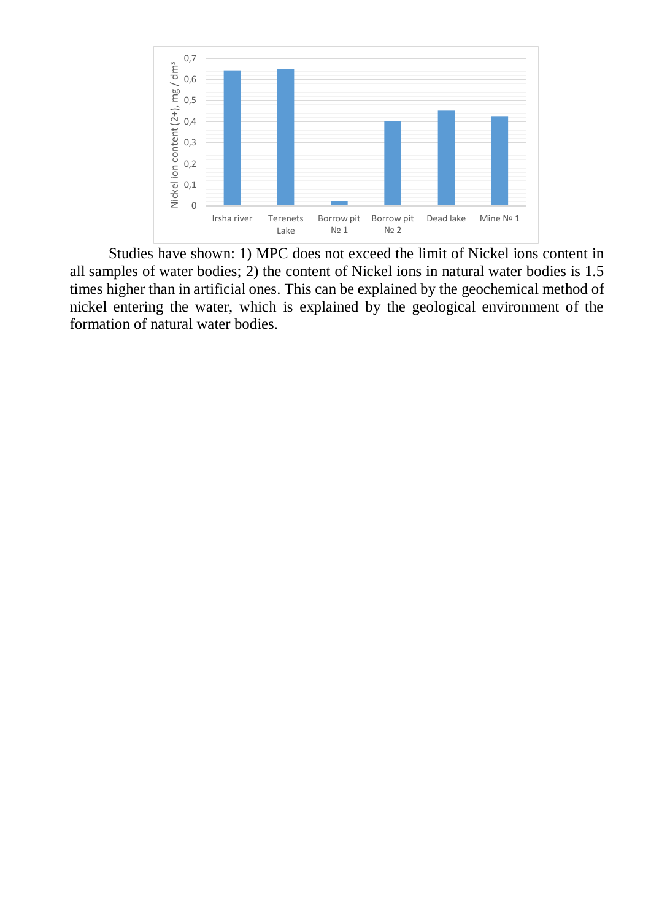0,7
0,6
0,5
0,4
0,3
0,2
0,1
0

Nickel ion content (2+), mg / dm³

Irsha river
Terenets Lake
Borrow pit № 1
Borrow pit № 2
Dead lake
Mine № 1

Studies have shown: 1) MPC does not exceed the limit of Nickel ions content in all samples of water bodies; 2) the content of Nickel ions in natural water bodies is 1.5 times higher than in artificial ones. This can be explained by the geochemical method of nickel entering the water, which is explained by the geological environment of the formation of natural water bodies.